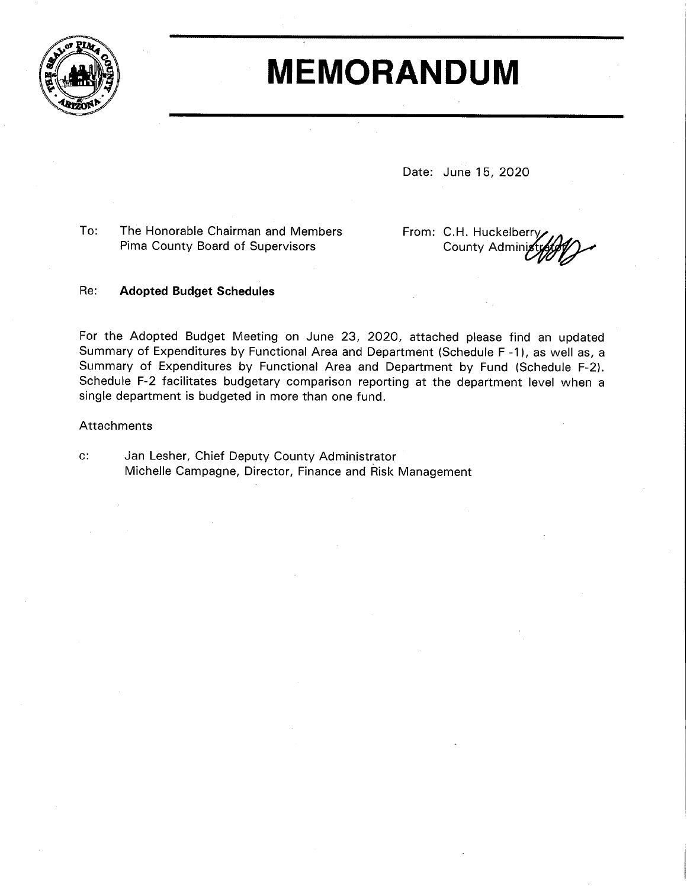# MEMORANDUM

Date: June 15, 2020

To: The Honorable Chairman and Members
Pima County Board of Supervisors

From: C.H. Huckelberry
County Administrator

Re: **Adopted Budget Schedules**

For the Adopted Budget Meeting on June 23, 2020, attached please find an updated Summary of Expenditures by Functional Area and Department (Schedule F -1), as well as, a Summary of Expenditures by Functional Area and Department by Fund (Schedule F-2). Schedule F-2 facilitates budgetary comparison reporting at the department level when a single department is budgeted in more than one fund.

Attachments

c: Jan Lesher, Chief Deputy County Administrator
Michelle Campagne, Director, Finance and Risk Management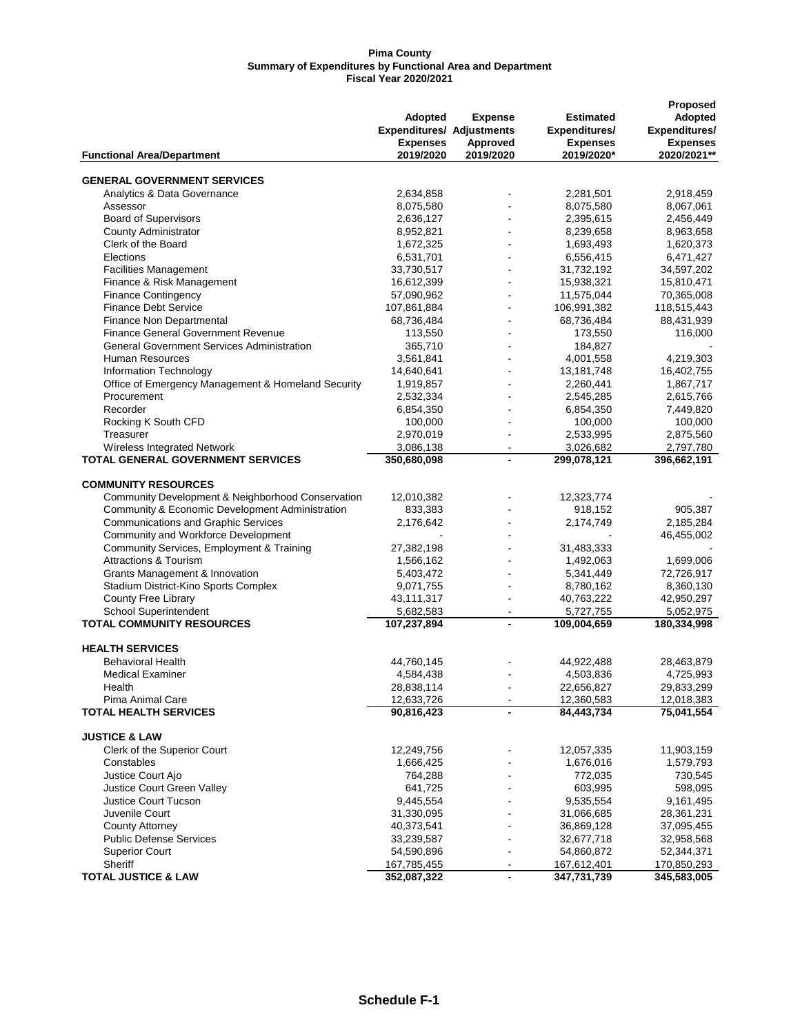**Pima County**
**Summary of Expenditures by Functional Area and Department**
**Fiscal Year 2020/2021**

| Functional Area/Department | Adopted Expenditures/ Expenses 2019/2020 | Expense Adjustments Approved 2019/2020 | Estimated Expenditures/ Expenses 2019/2020* | Proposed Adopted Expenditures/ Expenses 2020/2021** |
|---|---|---|---|---|
| **GENERAL GOVERNMENT SERVICES** | | | | |
| Analytics & Data Governance | 2,634,858 | - | 2,281,501 | 2,918,459 |
| Assessor | 8,075,580 | - | 8,075,580 | 8,067,061 |
| Board of Supervisors | 2,636,127 | - | 2,395,615 | 2,456,449 |
| County Administrator | 8,952,821 | - | 8,239,658 | 8,963,658 |
| Clerk of the Board | 1,672,325 | - | 1,693,493 | 1,620,373 |
| Elections | 6,531,701 | - | 6,556,415 | 6,471,427 |
| Facilities Management | 33,730,517 | - | 31,732,192 | 34,597,202 |
| Finance & Risk Management | 16,612,399 | - | 15,938,321 | 15,810,471 |
| Finance Contingency | 57,090,962 | - | 11,575,044 | 70,365,008 |
| Finance Debt Service | 107,861,884 | - | 106,991,382 | 118,515,443 |
| Finance Non Departmental | 68,736,484 | - | 68,736,484 | 88,431,939 |
| Finance General Government Revenue | 113,550 | - | 173,550 | 116,000 |
| General Government Services Administration | 365,710 | - | 184,827 | - |
| Human Resources | 3,561,841 | - | 4,001,558 | 4,219,303 |
| Information Technology | 14,640,641 | - | 13,181,748 | 16,402,755 |
| Office of Emergency Management & Homeland Security | 1,919,857 | - | 2,260,441 | 1,867,717 |
| Procurement | 2,532,334 | - | 2,545,285 | 2,615,766 |
| Recorder | 6,854,350 | - | 6,854,350 | 7,449,820 |
| Rocking K South CFD | 100,000 | - | 100,000 | 100,000 |
| Treasurer | 2,970,019 | - | 2,533,995 | 2,875,560 |
| Wireless Integrated Network | 3,086,138 | - | 3,026,682 | 2,797,780 |
| **TOTAL GENERAL GOVERNMENT SERVICES** | **350,680,098** | **-** | **299,078,121** | **396,662,191** |
| **COMMUNITY RESOURCES** | | | | |
| Community Development & Neighborhood Conservation | 12,010,382 | - | 12,323,774 | - |
| Community & Economic Development Administration | 833,383 | - | 918,152 | 905,387 |
| Communications and Graphic Services | 2,176,642 | - | 2,174,749 | 2,185,284 |
| Community and Workforce Development | - | - | - | 46,455,002 |
| Community Services, Employment & Training | 27,382,198 | - | 31,483,333 | - |
| Attractions & Tourism | 1,566,162 | - | 1,492,063 | 1,699,006 |
| Grants Management & Innovation | 5,403,472 | - | 5,341,449 | 72,726,917 |
| Stadium District-Kino Sports Complex | 9,071,755 | - | 8,780,162 | 8,360,130 |
| County Free Library | 43,111,317 | - | 40,763,222 | 42,950,297 |
| School Superintendent | 5,682,583 | - | 5,727,755 | 5,052,975 |
| **TOTAL COMMUNITY RESOURCES** | **107,237,894** | **-** | **109,004,659** | **180,334,998** |
| **HEALTH SERVICES** | | | | |
| Behavioral Health | 44,760,145 | - | 44,922,488 | 28,463,879 |
| Medical Examiner | 4,584,438 | - | 4,503,836 | 4,725,993 |
| Health | 28,838,114 | - | 22,656,827 | 29,833,299 |
| Pima Animal Care | 12,633,726 | - | 12,360,583 | 12,018,383 |
| **TOTAL HEALTH SERVICES** | **90,816,423** | **-** | **84,443,734** | **75,041,554** |
| **JUSTICE & LAW** | | | | |
| Clerk of the Superior Court | 12,249,756 | - | 12,057,335 | 11,903,159 |
| Constables | 1,666,425 | - | 1,676,016 | 1,579,793 |
| Justice Court Ajo | 764,288 | - | 772,035 | 730,545 |
| Justice Court Green Valley | 641,725 | - | 603,995 | 598,095 |
| Justice Court Tucson | 9,445,554 | - | 9,535,554 | 9,161,495 |
| Juvenile Court | 31,330,095 | - | 31,066,685 | 28,361,231 |
| County Attorney | 40,373,541 | - | 36,869,128 | 37,095,455 |
| Public Defense Services | 33,239,587 | - | 32,677,718 | 32,958,568 |
| Superior Court | 54,590,896 | - | 54,860,872 | 52,344,371 |
| Sheriff | 167,785,455 | - | 167,612,401 | 170,850,293 |
| **TOTAL JUSTICE & LAW** | **352,087,322** | **-** | **347,731,739** | **345,583,005** |

**Schedule F-1**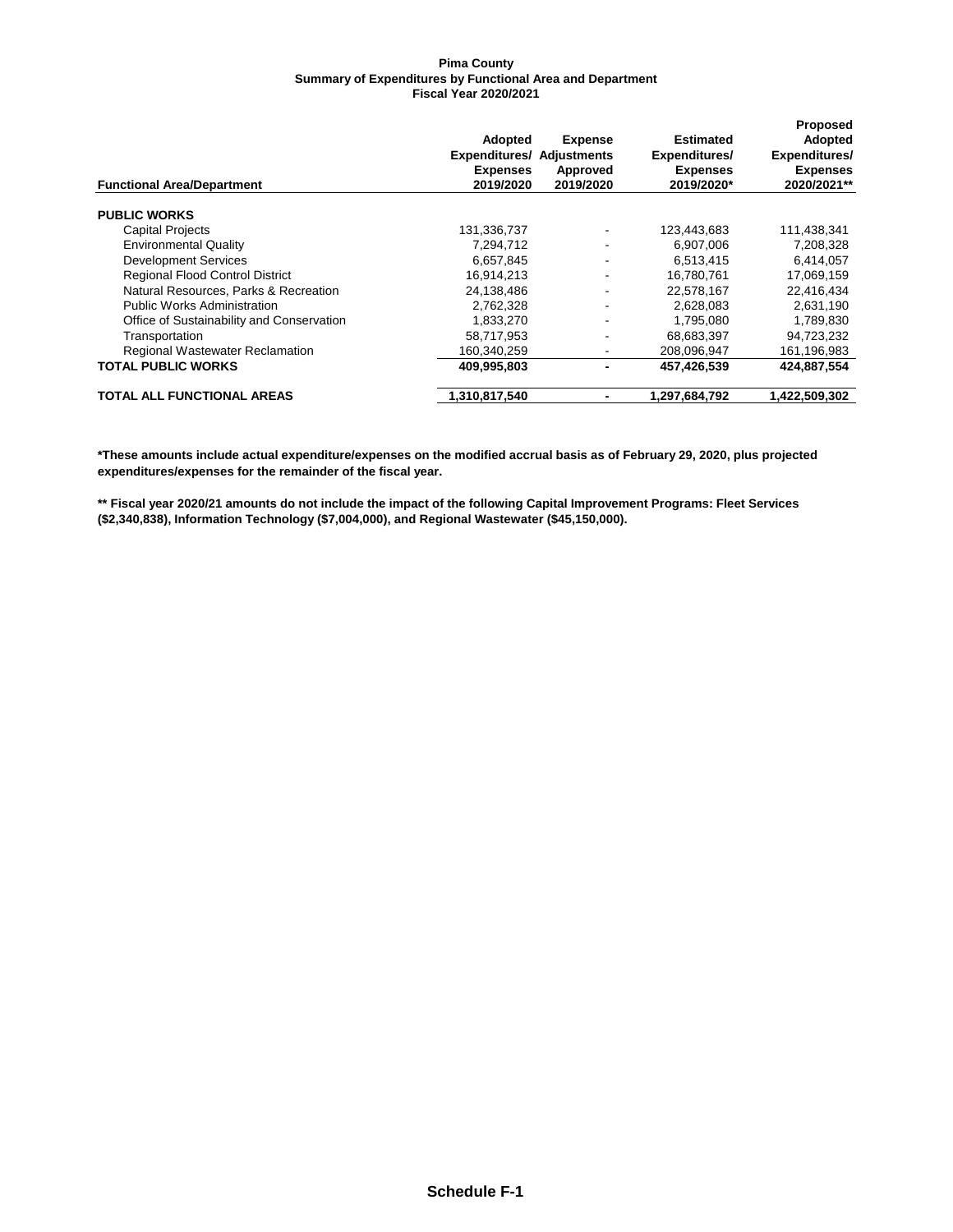**Pima County**
**Summary of Expenditures by Functional Area and Department**
**Fiscal Year 2020/2021**

| Functional Area/Department | Adopted Expenditures/ Expenses 2019/2020 | Expense Adjustments Approved 2019/2020 | Estimated Expenditures/ Expenses 2019/2020* | Proposed Adopted Expenditures/ Expenses 2020/2021** |
|---|---|---|---|---|
| **PUBLIC WORKS** | | | | |
| Capital Projects | 131,336,737 | - | 123,443,683 | 111,438,341 |
| Environmental Quality | 7,294,712 | - | 6,907,006 | 7,208,328 |
| Development Services | 6,657,845 | - | 6,513,415 | 6,414,057 |
| Regional Flood Control District | 16,914,213 | - | 16,780,761 | 17,069,159 |
| Natural Resources, Parks & Recreation | 24,138,486 | - | 22,578,167 | 22,416,434 |
| Public Works Administration | 2,762,328 | - | 2,628,083 | 2,631,190 |
| Office of Sustainability and Conservation | 1,833,270 | - | 1,795,080 | 1,789,830 |
| Transportation | 58,717,953 | - | 68,683,397 | 94,723,232 |
| Regional Wastewater Reclamation | 160,340,259 | - | 208,096,947 | 161,196,983 |
| **TOTAL PUBLIC WORKS** | **409,995,803** | **-** | **457,426,539** | **424,887,554** |
| **TOTAL ALL FUNCTIONAL AREAS** | **1,310,817,540** | **-** | **1,297,684,792** | **1,422,509,302** |

**\*These amounts include actual expenditure/expenses on the modified accrual basis as of February 29, 2020, plus projected expenditures/expenses for the remainder of the fiscal year.**

**\*\* Fiscal year 2020/21 amounts do not include the impact of the following Capital Improvement Programs: Fleet Services ($2,340,838), Information Technology ($7,004,000), and Regional Wastewater ($45,150,000).**

**Schedule F-1**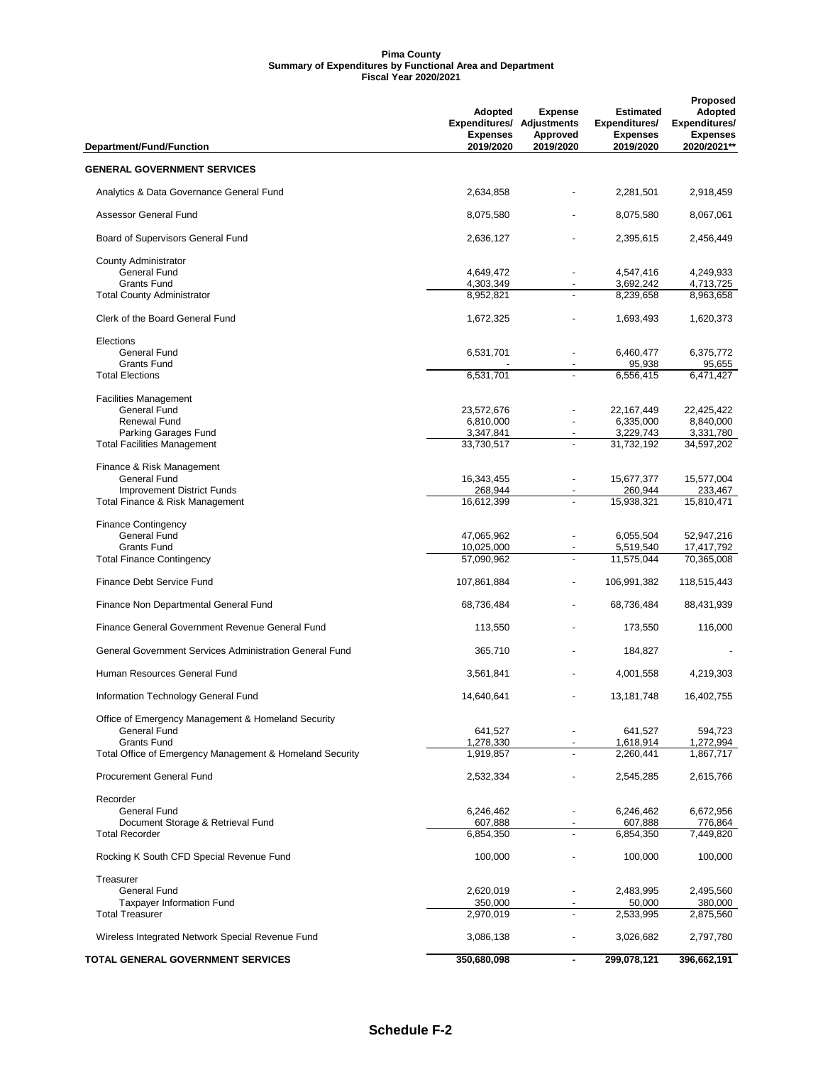**Pima County**
**Summary of Expenditures by Functional Area and Department**
**Fiscal Year 2020/2021**

| Department/Fund/Function | Adopted Expenditures/ Expenses 2019/2020 | Expense Adjustments Approved 2019/2020 | Estimated Expenditures/ Expenses 2019/2020 | Proposed Adopted Expenditures/ Expenses 2020/2021** |
|---|---|---|---|---|
| **GENERAL GOVERNMENT SERVICES** | | | | |
| Analytics & Data Governance General Fund | 2,634,858 | - | 2,281,501 | 2,918,459 |
| Assessor General Fund | 8,075,580 | - | 8,075,580 | 8,067,061 |
| Board of Supervisors General Fund | 2,636,127 | - | 2,395,615 | 2,456,449 |
| County Administrator | | | | |
| General Fund | 4,649,472 | - | 4,547,416 | 4,249,933 |
| Grants Fund | 4,303,349 | - | 3,692,242 | 4,713,725 |
| Total County Administrator | 8,952,821 | - | 8,239,658 | 8,963,658 |
| Clerk of the Board General Fund | 1,672,325 | - | 1,693,493 | 1,620,373 |
| Elections | | | | |
| General Fund | 6,531,701 | - | 6,460,477 | 6,375,772 |
| Grants Fund | - | - | 95,938 | 95,655 |
| Total Elections | 6,531,701 | - | 6,556,415 | 6,471,427 |
| Facilities Management | | | | |
| General Fund | 23,572,676 | - | 22,167,449 | 22,425,422 |
| Renewal Fund | 6,810,000 | - | 6,335,000 | 8,840,000 |
| Parking Garages Fund | 3,347,841 | - | 3,229,743 | 3,331,780 |
| Total Facilities Management | 33,730,517 | - | 31,732,192 | 34,597,202 |
| Finance & Risk Management | | | | |
| General Fund | 16,343,455 | - | 15,677,377 | 15,577,004 |
| Improvement District Funds | 268,944 | - | 260,944 | 233,467 |
| Total Finance & Risk Management | 16,612,399 | - | 15,938,321 | 15,810,471 |
| Finance Contingency | | | | |
| General Fund | 47,065,962 | - | 6,055,504 | 52,947,216 |
| Grants Fund | 10,025,000 | - | 5,519,540 | 17,417,792 |
| Total Finance Contingency | 57,090,962 | - | 11,575,044 | 70,365,008 |
| Finance Debt Service Fund | 107,861,884 | - | 106,991,382 | 118,515,443 |
| Finance Non Departmental General Fund | 68,736,484 | - | 68,736,484 | 88,431,939 |
| Finance General Government Revenue General Fund | 113,550 | - | 173,550 | 116,000 |
| General Government Services Administration General Fund | 365,710 | - | 184,827 | - |
| Human Resources General Fund | 3,561,841 | - | 4,001,558 | 4,219,303 |
| Information Technology General Fund | 14,640,641 | - | 13,181,748 | 16,402,755 |
| Office of Emergency Management & Homeland Security | | | | |
| General Fund | 641,527 | - | 641,527 | 594,723 |
| Grants Fund | 1,278,330 | - | 1,618,914 | 1,272,994 |
| Total Office of Emergency Management & Homeland Security | 1,919,857 | - | 2,260,441 | 1,867,717 |
| Procurement General Fund | 2,532,334 | - | 2,545,285 | 2,615,766 |
| Recorder | | | | |
| General Fund | 6,246,462 | - | 6,246,462 | 6,672,956 |
| Document Storage & Retrieval Fund | 607,888 | - | 607,888 | 776,864 |
| Total Recorder | 6,854,350 | - | 6,854,350 | 7,449,820 |
| Rocking K South CFD Special Revenue Fund | 100,000 | - | 100,000 | 100,000 |
| Treasurer | | | | |
| General Fund | 2,620,019 | - | 2,483,995 | 2,495,560 |
| Taxpayer Information Fund | 350,000 | - | 50,000 | 380,000 |
| Total Treasurer | 2,970,019 | - | 2,533,995 | 2,875,560 |
| Wireless Integrated Network Special Revenue Fund | 3,086,138 | - | 3,026,682 | 2,797,780 |
| **TOTAL GENERAL GOVERNMENT SERVICES** | **350,680,098** | **-** | **299,078,121** | **396,662,191** |

**Schedule F-2**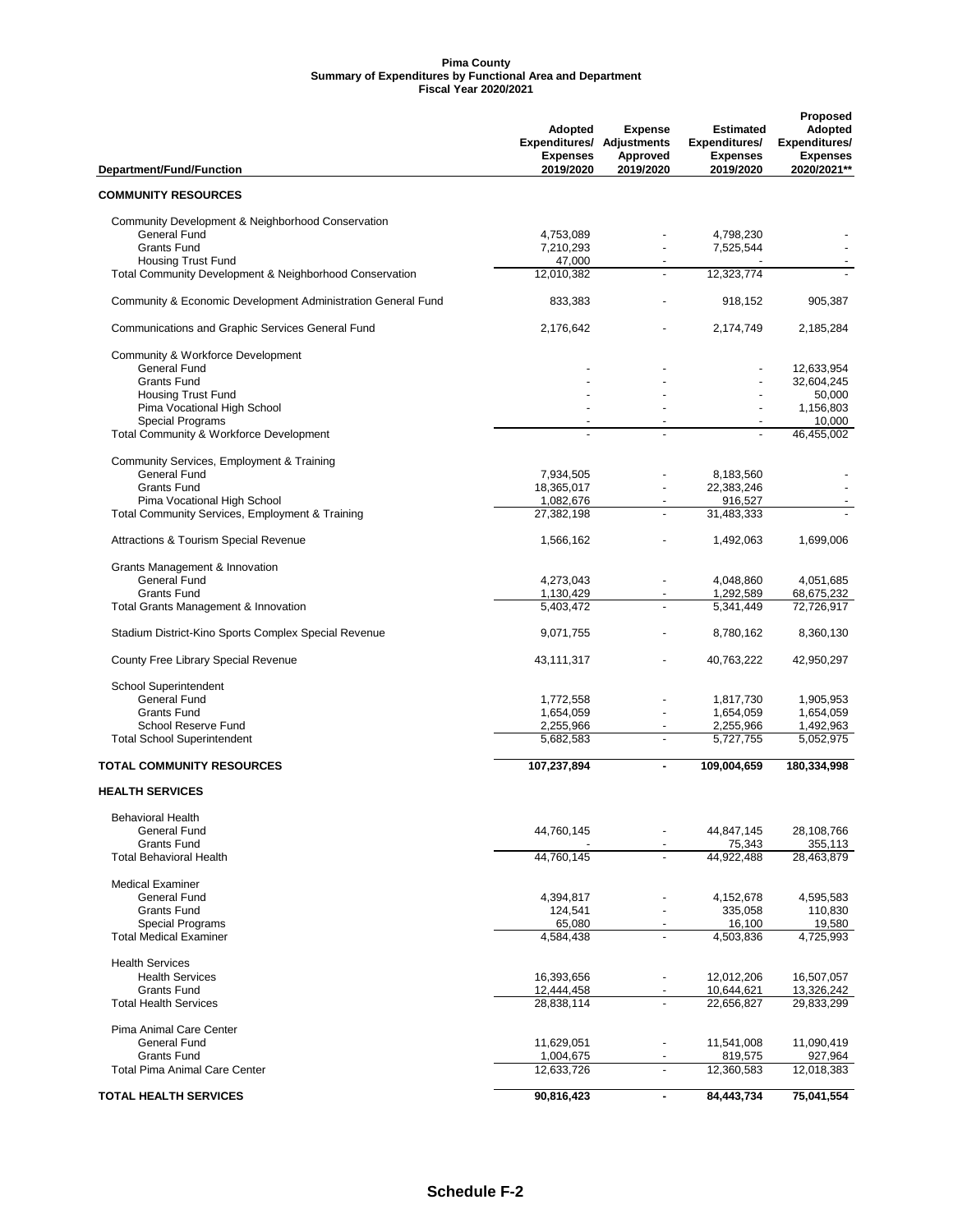**Pima County**
**Summary of Expenditures by Functional Area and Department**
**Fiscal Year 2020/2021**

| Department/Fund/Function | Adopted Expenditures/ Expenses 2019/2020 | Expense Adjustments Approved 2019/2020 | Estimated Expenditures/ Expenses 2019/2020 | Proposed Adopted Expenditures/ Expenses 2020/2021** |
|---|---|---|---|---|
| **COMMUNITY RESOURCES** | | | | |
| Community Development & Neighborhood Conservation | | | | |
| General Fund | 4,753,089 | - | 4,798,230 | - |
| Grants Fund | 7,210,293 | - | 7,525,544 | - |
| Housing Trust Fund | 47,000 | - | - | - |
| Total Community Development & Neighborhood Conservation | 12,010,382 | - | 12,323,774 | - |
| Community & Economic Development Administration General Fund | 833,383 | - | 918,152 | 905,387 |
| Communications and Graphic Services General Fund | 2,176,642 | - | 2,174,749 | 2,185,284 |
| Community & Workforce Development | | | | |
| General Fund | - | - | - | 12,633,954 |
| Grants Fund | - | - | - | 32,604,245 |
| Housing Trust Fund | - | - | - | 50,000 |
| Pima Vocational High School | - | - | - | 1,156,803 |
| Special Programs | - | - | - | 10,000 |
| Total Community & Workforce Development | - | - | - | 46,455,002 |
| Community Services, Employment & Training | | | | |
| General Fund | 7,934,505 | - | 8,183,560 | - |
| Grants Fund | 18,365,017 | - | 22,383,246 | - |
| Pima Vocational High School | 1,082,676 | - | 916,527 | - |
| Total Community Services, Employment & Training | 27,382,198 | - | 31,483,333 | - |
| Attractions & Tourism Special Revenue | 1,566,162 | - | 1,492,063 | 1,699,006 |
| Grants Management & Innovation | | | | |
| General Fund | 4,273,043 | - | 4,048,860 | 4,051,685 |
| Grants Fund | 1,130,429 | - | 1,292,589 | 68,675,232 |
| Total Grants Management & Innovation | 5,403,472 | - | 5,341,449 | 72,726,917 |
| Stadium District-Kino Sports Complex Special Revenue | 9,071,755 | - | 8,780,162 | 8,360,130 |
| County Free Library Special Revenue | 43,111,317 | - | 40,763,222 | 42,950,297 |
| School Superintendent | | | | |
| General Fund | 1,772,558 | - | 1,817,730 | 1,905,953 |
| Grants Fund | 1,654,059 | - | 1,654,059 | 1,654,059 |
| School Reserve Fund | 2,255,966 | - | 2,255,966 | 1,492,963 |
| Total School Superintendent | 5,682,583 | - | 5,727,755 | 5,052,975 |
| **TOTAL COMMUNITY RESOURCES** | **107,237,894** | **-** | **109,004,659** | **180,334,998** |
| **HEALTH SERVICES** | | | | |
| Behavioral Health | | | | |
| General Fund | 44,760,145 | - | 44,847,145 | 28,108,766 |
| Grants Fund | - | - | 75,343 | 355,113 |
| Total Behavioral Health | 44,760,145 | - | 44,922,488 | 28,463,879 |
| Medical Examiner | | | | |
| General Fund | 4,394,817 | - | 4,152,678 | 4,595,583 |
| Grants Fund | 124,541 | - | 335,058 | 110,830 |
| Special Programs | 65,080 | - | 16,100 | 19,580 |
| Total Medical Examiner | 4,584,438 | - | 4,503,836 | 4,725,993 |
| Health Services | | | | |
| Health Services | 16,393,656 | - | 12,012,206 | 16,507,057 |
| Grants Fund | 12,444,458 | - | 10,644,621 | 13,326,242 |
| Total Health Services | 28,838,114 | - | 22,656,827 | 29,833,299 |
| Pima Animal Care Center | | | | |
| General Fund | 11,629,051 | - | 11,541,008 | 11,090,419 |
| Grants Fund | 1,004,675 | - | 819,575 | 927,964 |
| Total Pima Animal Care Center | 12,633,726 | - | 12,360,583 | 12,018,383 |
| **TOTAL HEALTH SERVICES** | **90,816,423** | **-** | **84,443,734** | **75,041,554** |

**Schedule F-2**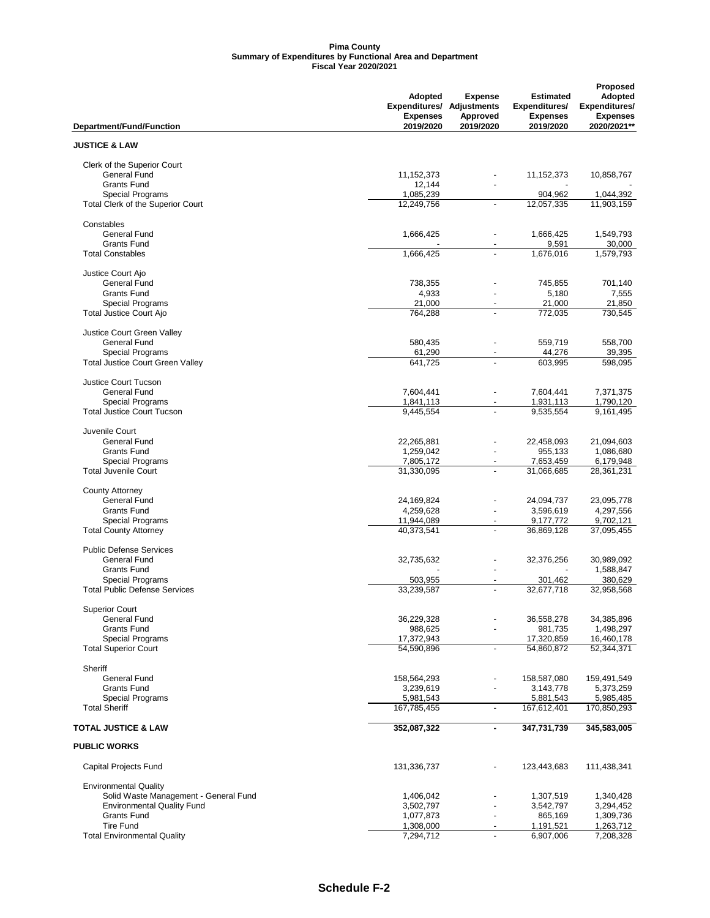**Pima County**
**Summary of Expenditures by Functional Area and Department**
**Fiscal Year 2020/2021**

| Department/Fund/Function | Adopted Expenditures/ Expenses 2019/2020 | Expense Adjustments Approved 2019/2020 | Estimated Expenditures/ Expenses 2019/2020 | Proposed Adopted Expenditures/ Expenses 2020/2021** |
|---|---|---|---|---|
| **JUSTICE & LAW** | | | | |
| Clerk of the Superior Court | | | | |
| General Fund | 11,152,373 | - | 11,152,373 | 10,858,767 |
| Grants Fund | 12,144 | - | - | - |
| Special Programs | 1,085,239 | | 904,962 | 1,044,392 |
| Total Clerk of the Superior Court | 12,249,756 | - | 12,057,335 | 11,903,159 |
| Constables | | | | |
| General Fund | 1,666,425 | - | 1,666,425 | 1,549,793 |
| Grants Fund | - | - | 9,591 | 30,000 |
| Total Constables | 1,666,425 | - | 1,676,016 | 1,579,793 |
| Justice Court Ajo | | | | |
| General Fund | 738,355 | - | 745,855 | 701,140 |
| Grants Fund | 4,933 | - | 5,180 | 7,555 |
| Special Programs | 21,000 | - | 21,000 | 21,850 |
| Total Justice Court Ajo | 764,288 | - | 772,035 | 730,545 |
| Justice Court Green Valley | | | | |
| General Fund | 580,435 | - | 559,719 | 558,700 |
| Special Programs | 61,290 | - | 44,276 | 39,395 |
| Total Justice Court Green Valley | 641,725 | - | 603,995 | 598,095 |
| Justice Court Tucson | | | | |
| General Fund | 7,604,441 | - | 7,604,441 | 7,371,375 |
| Special Programs | 1,841,113 | - | 1,931,113 | 1,790,120 |
| Total Justice Court Tucson | 9,445,554 | - | 9,535,554 | 9,161,495 |
| Juvenile Court | | | | |
| General Fund | 22,265,881 | - | 22,458,093 | 21,094,603 |
| Grants Fund | 1,259,042 | - | 955,133 | 1,086,680 |
| Special Programs | 7,805,172 | - | 7,653,459 | 6,179,948 |
| Total Juvenile Court | 31,330,095 | - | 31,066,685 | 28,361,231 |
| County Attorney | | | | |
| General Fund | 24,169,824 | - | 24,094,737 | 23,095,778 |
| Grants Fund | 4,259,628 | - | 3,596,619 | 4,297,556 |
| Special Programs | 11,944,089 | - | 9,177,772 | 9,702,121 |
| Total County Attorney | 40,373,541 | - | 36,869,128 | 37,095,455 |
| Public Defense Services | | | | |
| General Fund | 32,735,632 | - | 32,376,256 | 30,989,092 |
| Grants Fund | - | - | - | 1,588,847 |
| Special Programs | 503,955 | - | 301,462 | 380,629 |
| Total Public Defense Services | 33,239,587 | - | 32,677,718 | 32,958,568 |
| Superior Court | | | | |
| General Fund | 36,229,328 | - | 36,558,278 | 34,385,896 |
| Grants Fund | 988,625 | - | 981,735 | 1,498,297 |
| Special Programs | 17,372,943 | | 17,320,859 | 16,460,178 |
| Total Superior Court | 54,590,896 | - | 54,860,872 | 52,344,371 |
| Sheriff | | | | |
| General Fund | 158,564,293 | - | 158,587,080 | 159,491,549 |
| Grants Fund | 3,239,619 | - | 3,143,778 | 5,373,259 |
| Special Programs | 5,981,543 | | 5,881,543 | 5,985,485 |
| Total Sheriff | 167,785,455 | - | 167,612,401 | 170,850,293 |
| **TOTAL JUSTICE & LAW** | **352,087,322** | **-** | **347,731,739** | **345,583,005** |
| **PUBLIC WORKS** | | | | |
| Capital Projects Fund | 131,336,737 | - | 123,443,683 | 111,438,341 |
| Environmental Quality | | | | |
| Solid Waste Management - General Fund | 1,406,042 | - | 1,307,519 | 1,340,428 |
| Environmental Quality Fund | 3,502,797 | - | 3,542,797 | 3,294,452 |
| Grants Fund | 1,077,873 | - | 865,169 | 1,309,736 |
| Tire Fund | 1,308,000 | - | 1,191,521 | 1,263,712 |
| Total Environmental Quality | 7,294,712 | - | 6,907,006 | 7,208,328 |

**Schedule F-2**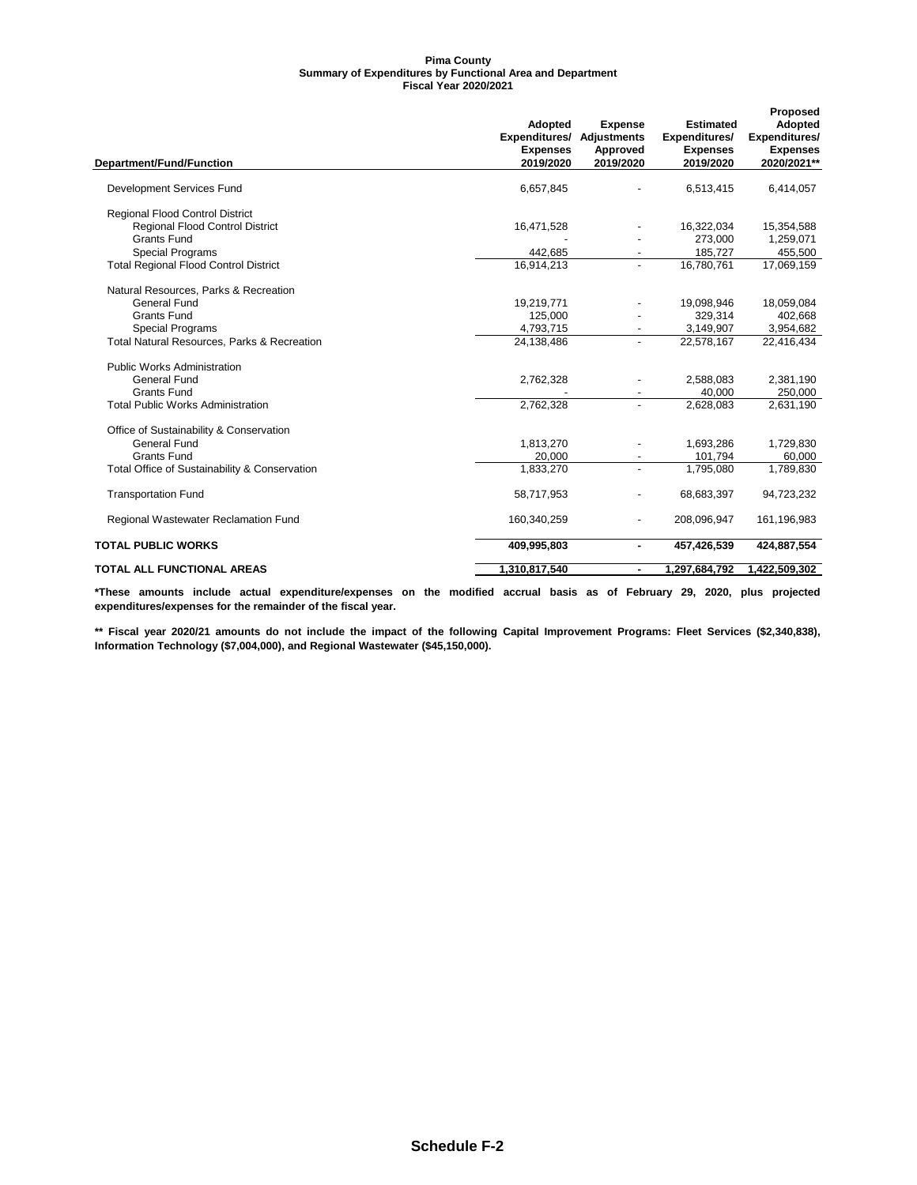**Pima County**
**Summary of Expenditures by Functional Area and Department**
**Fiscal Year 2020/2021**

| Department/Fund/Function | Adopted Expenditures/ Expenses 2019/2020 | Expense Adjustments Approved 2019/2020 | Estimated Expenditures/ Expenses 2019/2020 | Proposed Adopted Expenditures/ Expenses 2020/2021** |
|---|---|---|---|---|
| Development Services Fund | 6,657,845 | - | 6,513,415 | 6,414,057 |
| Regional Flood Control District | | | | |
| Regional Flood Control District | 16,471,528 | - | 16,322,034 | 15,354,588 |
| Grants Fund | - | - | 273,000 | 1,259,071 |
| Special Programs | 442,685 | - | 185,727 | 455,500 |
| Total Regional Flood Control District | 16,914,213 | - | 16,780,761 | 17,069,159 |
| Natural Resources, Parks & Recreation | | | | |
| General Fund | 19,219,771 | - | 19,098,946 | 18,059,084 |
| Grants Fund | 125,000 | - | 329,314 | 402,668 |
| Special Programs | 4,793,715 | - | 3,149,907 | 3,954,682 |
| Total Natural Resources, Parks & Recreation | 24,138,486 | - | 22,578,167 | 22,416,434 |
| Public Works Administration | | | | |
| General Fund | 2,762,328 | - | 2,588,083 | 2,381,190 |
| Grants Fund | - | - | 40,000 | 250,000 |
| Total Public Works Administration | 2,762,328 | - | 2,628,083 | 2,631,190 |
| Office of Sustainability & Conservation | | | | |
| General Fund | 1,813,270 | - | 1,693,286 | 1,729,830 |
| Grants Fund | 20,000 | - | 101,794 | 60,000 |
| Total Office of Sustainability & Conservation | 1,833,270 | - | 1,795,080 | 1,789,830 |
| Transportation Fund | 58,717,953 | - | 68,683,397 | 94,723,232 |
| Regional Wastewater Reclamation Fund | 160,340,259 | - | 208,096,947 | 161,196,983 |
| **TOTAL PUBLIC WORKS** | **409,995,803** | **-** | **457,426,539** | **424,887,554** |
| **TOTAL ALL FUNCTIONAL AREAS** | **1,310,817,540** | **-** | **1,297,684,792** | **1,422,509,302** |

**\*These amounts include actual expenditure/expenses on the modified accrual basis as of February 29, 2020, plus projected expenditures/expenses for the remainder of the fiscal year.**

**\*\* Fiscal year 2020/21 amounts do not include the impact of the following Capital Improvement Programs: Fleet Services ($2,340,838), Information Technology ($7,004,000), and Regional Wastewater ($45,150,000).**

**Schedule F-2**